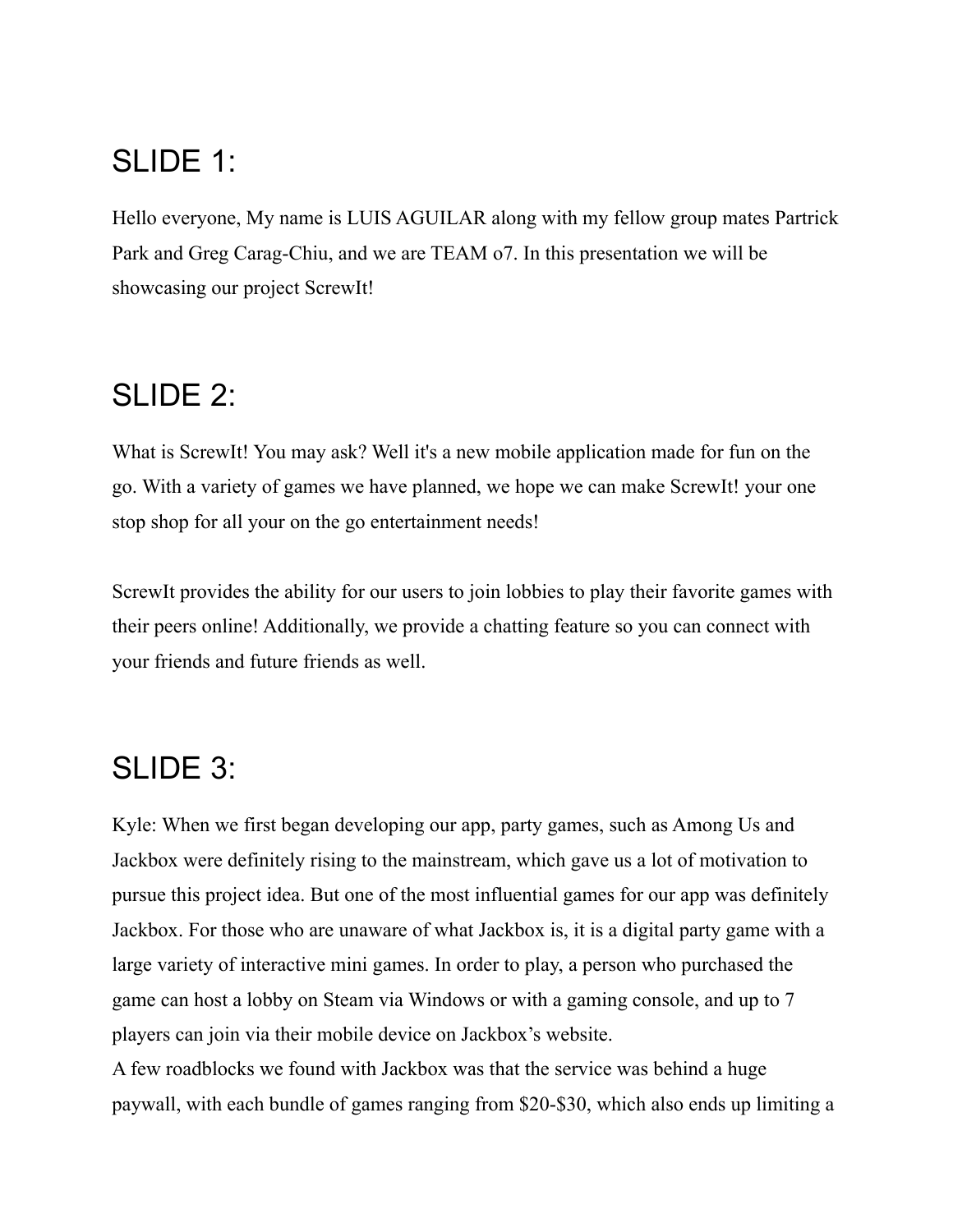## SLIDE 1:

Hello everyone, My name is LUIS AGUILAR along with my fellow group mates Partrick Park and Greg Carag-Chiu, and we are TEAM o7. In this presentation we will be showcasing our project ScrewIt!

## SLIDE 2:

What is ScrewIt! You may ask? Well it's a new mobile application made for fun on the go. With a variety of games we have planned, we hope we can make ScrewIt! your one stop shop for all your on the go entertainment needs!

ScrewIt provides the ability for our users to join lobbies to play their favorite games with their peers online! Additionally, we provide a chatting feature so you can connect with your friends and future friends as well.

## SLIDE 3:

Kyle: When we first began developing our app, party games, such as Among Us and Jackbox were definitely rising to the mainstream, which gave us a lot of motivation to pursue this project idea. But one of the most influential games for our app was definitely Jackbox. For those who are unaware of what Jackbox is, it is a digital party game with a large variety of interactive mini games. In order to play, a person who purchased the game can host a lobby on Steam via Windows or with a gaming console, and up to 7 players can join via their mobile device on Jackbox's website.
A few roadblocks we found with Jackbox was that the service was behind a huge paywall, with each bundle of games ranging from $20-$30, which also ends up limiting a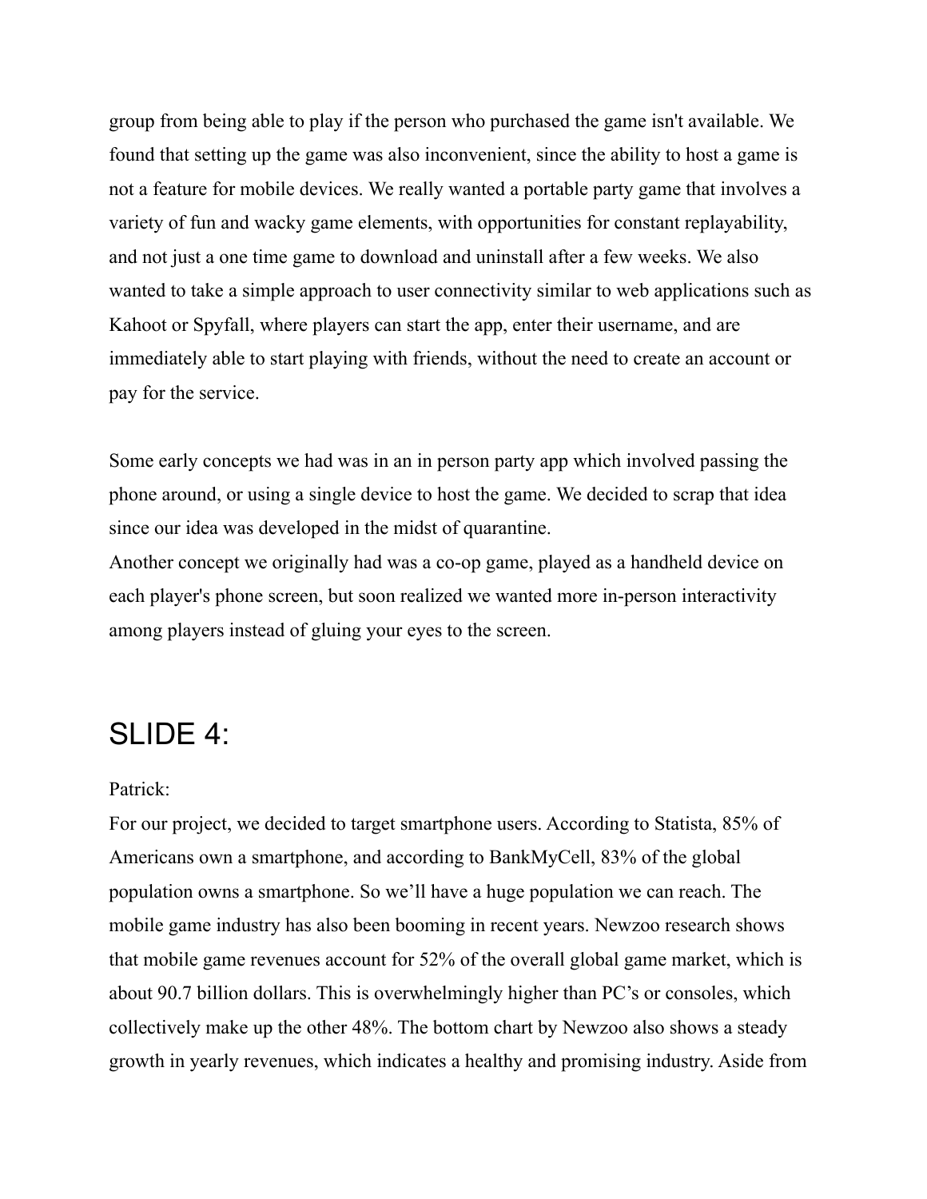group from being able to play if the person who purchased the game isn't available. We found that setting up the game was also inconvenient, since the ability to host a game is not a feature for mobile devices. We really wanted a portable party game that involves a variety of fun and wacky game elements, with opportunities for constant replayability, and not just a one time game to download and uninstall after a few weeks. We also wanted to take a simple approach to user connectivity similar to web applications such as Kahoot or Spyfall, where players can start the app, enter their username, and are immediately able to start playing with friends, without the need to create an account or pay for the service.

Some early concepts we had was in an in person party app which involved passing the phone around, or using a single device to host the game. We decided to scrap that idea since our idea was developed in the midst of quarantine.
Another concept we originally had was a co-op game, played as a handheld device on each player's phone screen, but soon realized we wanted more in-person interactivity among players instead of gluing your eyes to the screen.

# SLIDE 4:

Patrick:
For our project, we decided to target smartphone users. According to Statista, 85% of Americans own a smartphone, and according to BankMyCell, 83% of the global population owns a smartphone. So we'll have a huge population we can reach. The mobile game industry has also been booming in recent years. Newzoo research shows that mobile game revenues account for 52% of the overall global game market, which is about 90.7 billion dollars. This is overwhelmingly higher than PC's or consoles, which collectively make up the other 48%. The bottom chart by Newzoo also shows a steady growth in yearly revenues, which indicates a healthy and promising industry. Aside from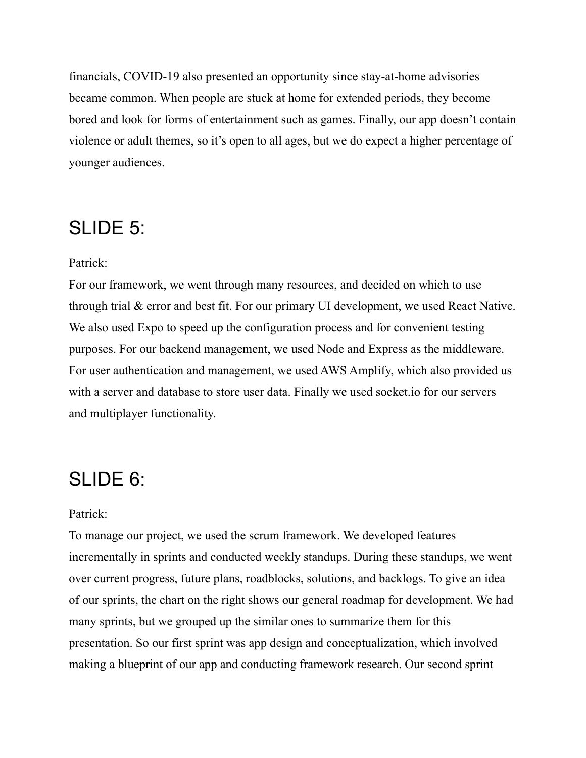financials, COVID-19 also presented an opportunity since stay-at-home advisories became common. When people are stuck at home for extended periods, they become bored and look for forms of entertainment such as games. Finally, our app doesn't contain violence or adult themes, so it's open to all ages, but we do expect a higher percentage of younger audiences.

# SLIDE 5:

Patrick:

For our framework, we went through many resources, and decided on which to use through trial & error and best fit. For our primary UI development, we used React Native. We also used Expo to speed up the configuration process and for convenient testing purposes. For our backend management, we used Node and Express as the middleware. For user authentication and management, we used AWS Amplify, which also provided us with a server and database to store user data. Finally we used socket.io for our servers and multiplayer functionality.

# SLIDE 6:

Patrick:

To manage our project, we used the scrum framework. We developed features incrementally in sprints and conducted weekly standups. During these standups, we went over current progress, future plans, roadblocks, solutions, and backlogs. To give an idea of our sprints, the chart on the right shows our general roadmap for development. We had many sprints, but we grouped up the similar ones to summarize them for this presentation. So our first sprint was app design and conceptualization, which involved making a blueprint of our app and conducting framework research. Our second sprint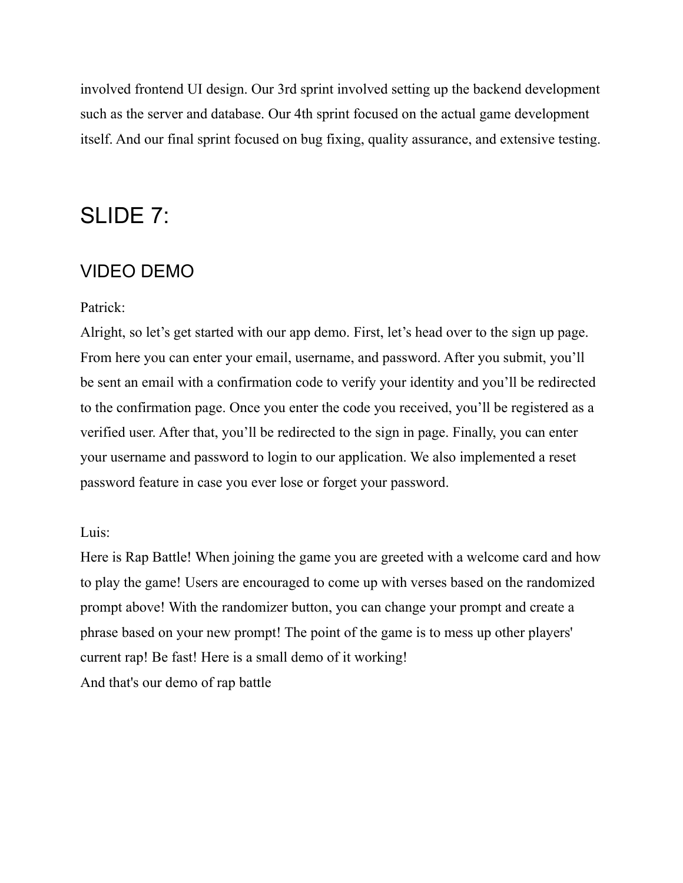involved frontend UI design. Our 3rd sprint involved setting up the backend development such as the server and database. Our 4th sprint focused on the actual game development itself. And our final sprint focused on bug fixing, quality assurance, and extensive testing.

# SLIDE 7:

## VIDEO DEMO

Patrick:
Alright, so let's get started with our app demo. First, let's head over to the sign up page. From here you can enter your email, username, and password. After you submit, you'll be sent an email with a confirmation code to verify your identity and you'll be redirected to the confirmation page. Once you enter the code you received, you'll be registered as a verified user. After that, you'll be redirected to the sign in page. Finally, you can enter your username and password to login to our application. We also implemented a reset password feature in case you ever lose or forget your password.

Luis:
Here is Rap Battle! When joining the game you are greeted with a welcome card and how to play the game! Users are encouraged to come up with verses based on the randomized prompt above! With the randomizer button, you can change your prompt and create a phrase based on your new prompt! The point of the game is to mess up other players' current rap! Be fast! Here is a small demo of it working!
And that's our demo of rap battle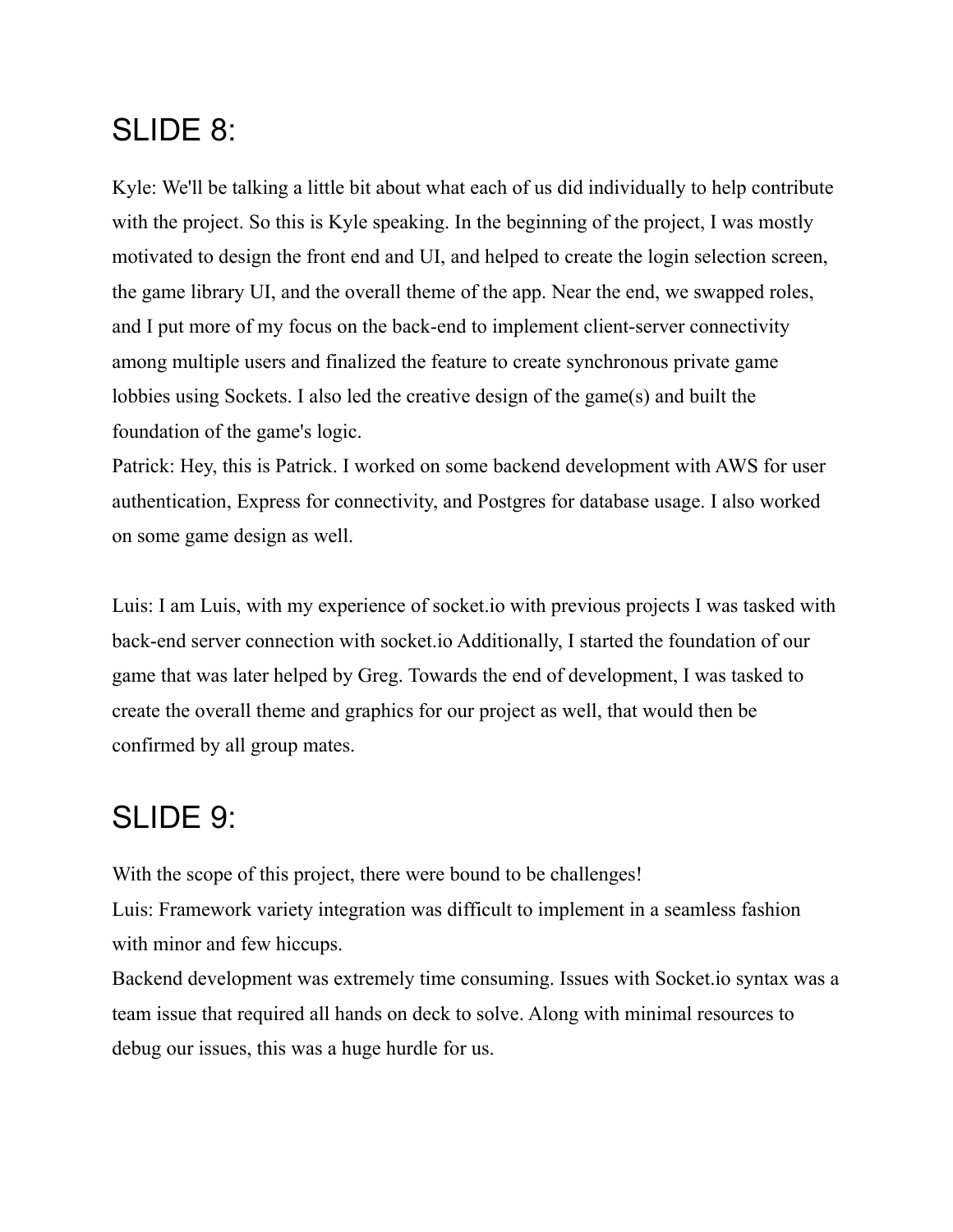# SLIDE 8:

Kyle: We'll be talking a little bit about what each of us did individually to help contribute with the project. So this is Kyle speaking. In the beginning of the project, I was mostly motivated to design the front end and UI, and helped to create the login selection screen, the game library UI, and the overall theme of the app. Near the end, we swapped roles, and I put more of my focus on the back-end to implement client-server connectivity among multiple users and finalized the feature to create synchronous private game lobbies using Sockets. I also led the creative design of the game(s) and built the foundation of the game's logic.
Patrick: Hey, this is Patrick. I worked on some backend development with AWS for user authentication, Express for connectivity, and Postgres for database usage. I also worked on some game design as well.

Luis: I am Luis, with my experience of socket.io with previous projects I was tasked with back-end server connection with socket.io Additionally, I started the foundation of our game that was later helped by Greg. Towards the end of development, I was tasked to create the overall theme and graphics for our project as well, that would then be confirmed by all group mates.

# SLIDE 9:

With the scope of this project, there were bound to be challenges!
Luis: Framework variety integration was difficult to implement in a seamless fashion with minor and few hiccups.
Backend development was extremely time consuming. Issues with Socket.io syntax was a team issue that required all hands on deck to solve. Along with minimal resources to debug our issues, this was a huge hurdle for us.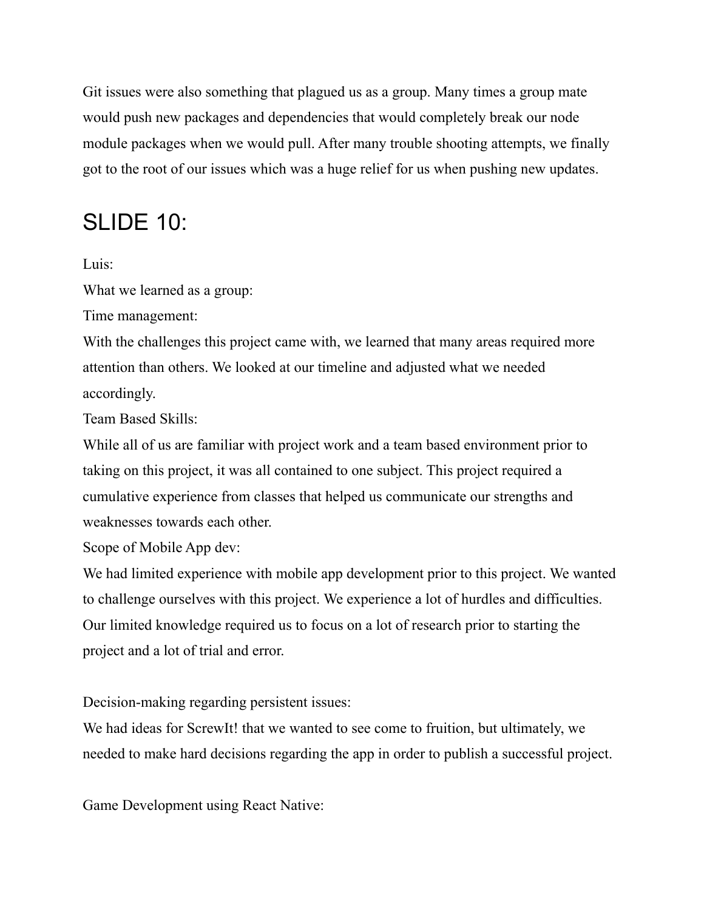Git issues were also something that plagued us as a group. Many times a group mate would push new packages and dependencies that would completely break our node module packages when we would pull. After many trouble shooting attempts, we finally got to the root of our issues which was a huge relief for us when pushing new updates.

# SLIDE 10:

Luis:

What we learned as a group:

Time management:

With the challenges this project came with, we learned that many areas required more attention than others. We looked at our timeline and adjusted what we needed accordingly.

Team Based Skills:

While all of us are familiar with project work and a team based environment prior to taking on this project, it was all contained to one subject. This project required a cumulative experience from classes that helped us communicate our strengths and weaknesses towards each other.

Scope of Mobile App dev:

We had limited experience with mobile app development prior to this project. We wanted to challenge ourselves with this project. We experience a lot of hurdles and difficulties. Our limited knowledge required us to focus on a lot of research prior to starting the project and a lot of trial and error.

Decision-making regarding persistent issues:

We had ideas for ScrewIt! that we wanted to see come to fruition, but ultimately, we needed to make hard decisions regarding the app in order to publish a successful project.

Game Development using React Native: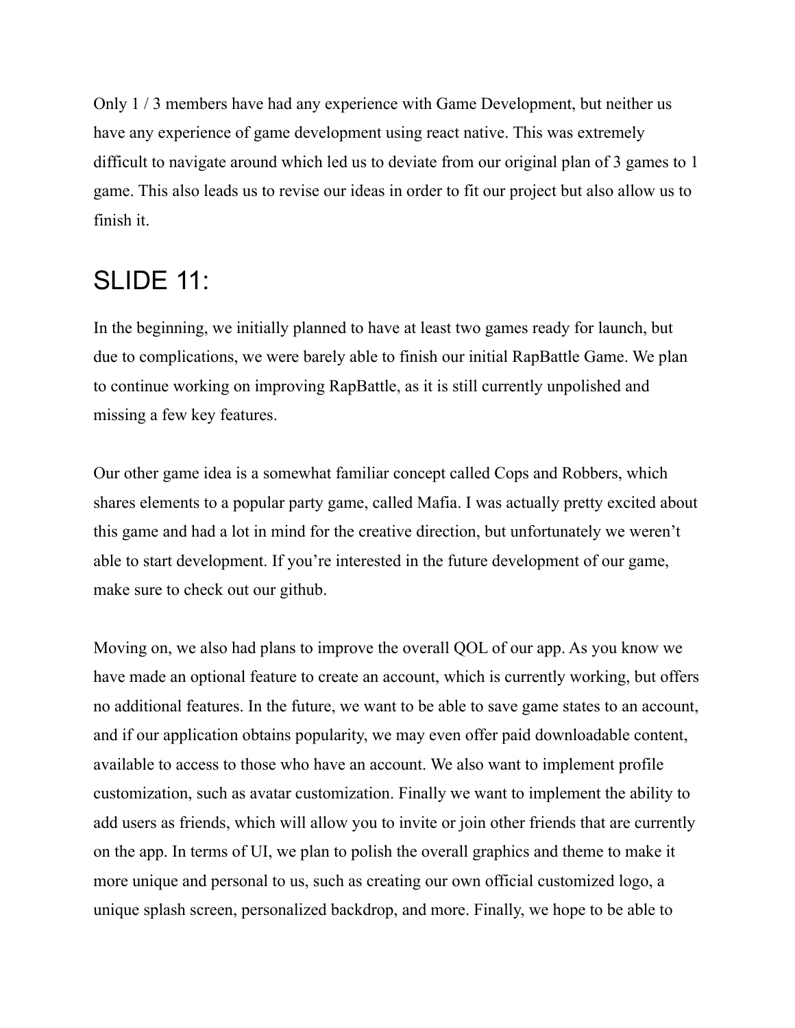Only 1 / 3 members have had any experience with Game Development, but neither us have any experience of game development using react native. This was extremely difficult to navigate around which led us to deviate from our original plan of 3 games to 1 game. This also leads us to revise our ideas in order to fit our project but also allow us to finish it.

# SLIDE 11:

In the beginning, we initially planned to have at least two games ready for launch, but due to complications, we were barely able to finish our initial RapBattle Game. We plan to continue working on improving RapBattle, as it is still currently unpolished and missing a few key features.

Our other game idea is a somewhat familiar concept called Cops and Robbers, which shares elements to a popular party game, called Mafia. I was actually pretty excited about this game and had a lot in mind for the creative direction, but unfortunately we weren't able to start development. If you're interested in the future development of our game, make sure to check out our github.

Moving on, we also had plans to improve the overall QOL of our app. As you know we have made an optional feature to create an account, which is currently working, but offers no additional features. In the future, we want to be able to save game states to an account, and if our application obtains popularity, we may even offer paid downloadable content, available to access to those who have an account. We also want to implement profile customization, such as avatar customization. Finally we want to implement the ability to add users as friends, which will allow you to invite or join other friends that are currently on the app. In terms of UI, we plan to polish the overall graphics and theme to make it more unique and personal to us, such as creating our own official customized logo, a unique splash screen, personalized backdrop, and more. Finally, we hope to be able to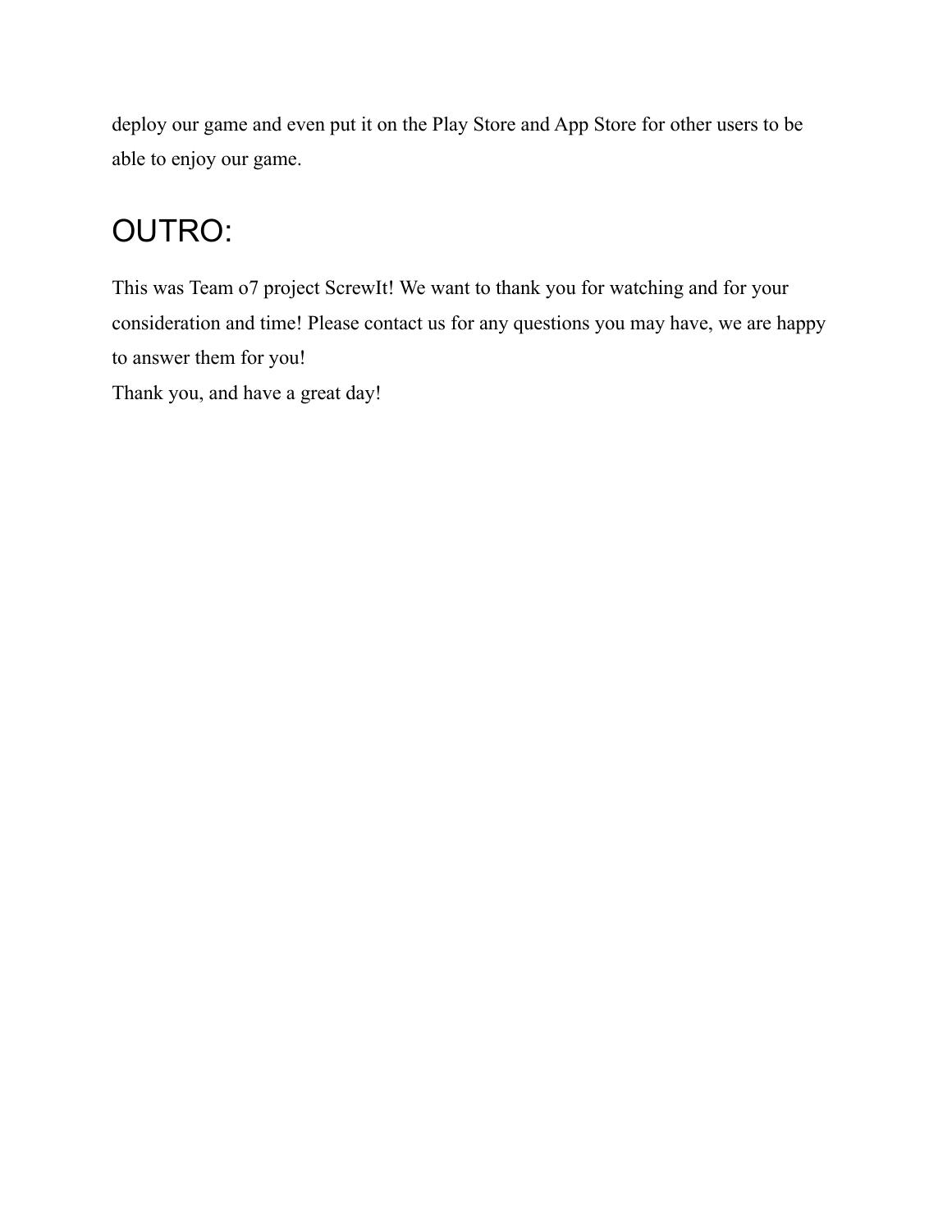deploy our game and even put it on the Play Store and App Store for other users to be able to enjoy our game.

# OUTRO:

This was Team o7 project ScrewIt! We want to thank you for watching and for your consideration and time! Please contact us for any questions you may have, we are happy to answer them for you!
Thank you, and have a great day!